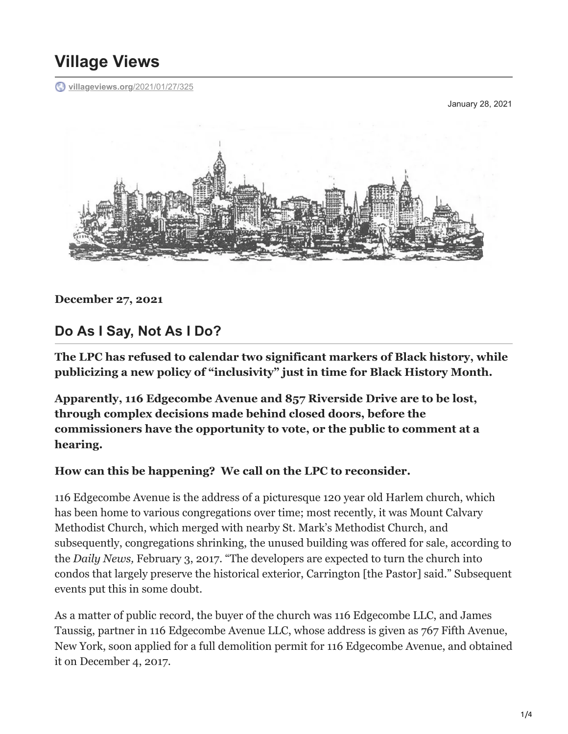# Village Views

villageviews.org/2021/01/27/325

January 28, 2021

**December 27, 2021**

## Do As I Say, Not As I Do?

**The LPC has refused to calendar two significant markers of Black history, while publicizing a new policy of "inclusivity" just in time for Black History Month.**

**Apparently, 116 Edgecombe Avenue and 857 Riverside Drive are to be lost, through complex decisions made behind closed doors, before the commissioners have the opportunity to vote, or the public to comment at a hearing.**

**How can this be happening? We call on the LPC to reconsider.**

116 Edgecombe Avenue is the address of a picturesque 120 year old Harlem church, which has been home to various congregations over time; most recently, it was Mount Calvary Methodist Church, which merged with nearby St. Mark's Methodist Church, and subsequently, congregations shrinking, the unused building was offered for sale, according to the *Daily News,* February 3, 2017. "The developers are expected to turn the church into condos that largely preserve the historical exterior, Carrington [the Pastor] said." Subsequent events put this in some doubt.

As a matter of public record, the buyer of the church was 116 Edgecombe LLC, and James Taussig, partner in 116 Edgecombe Avenue LLC, whose address is given as 767 Fifth Avenue, New York, soon applied for a full demolition permit for 116 Edgecombe Avenue, and obtained it on December 4, 2017.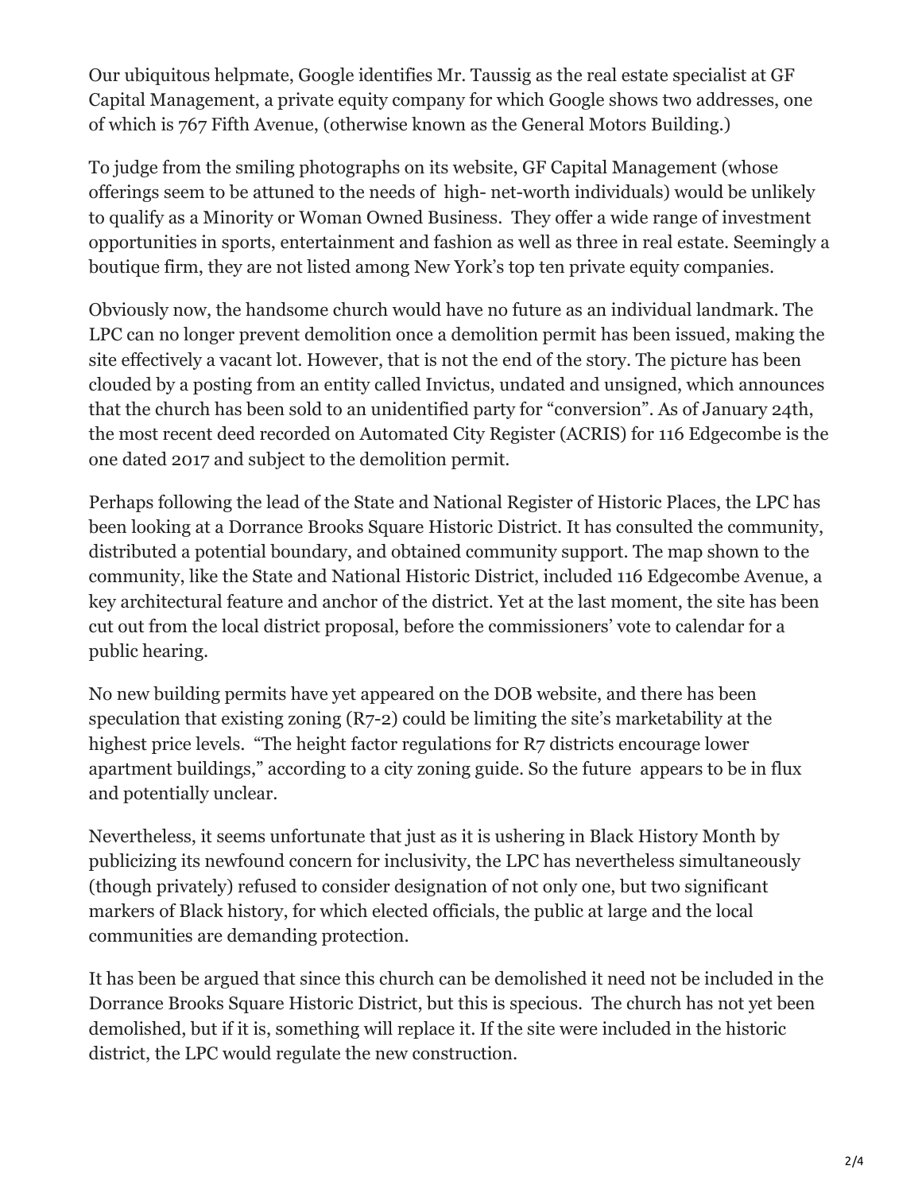Our ubiquitous helpmate, Google identifies Mr. Taussig as the real estate specialist at GF Capital Management, a private equity company for which Google shows two addresses, one of which is 767 Fifth Avenue, (otherwise known as the General Motors Building.)

To judge from the smiling photographs on its website, GF Capital Management (whose offerings seem to be attuned to the needs of high- net-worth individuals) would be unlikely to qualify as a Minority or Woman Owned Business. They offer a wide range of investment opportunities in sports, entertainment and fashion as well as three in real estate. Seemingly a boutique firm, they are not listed among New York's top ten private equity companies.

Obviously now, the handsome church would have no future as an individual landmark. The LPC can no longer prevent demolition once a demolition permit has been issued, making the site effectively a vacant lot. However, that is not the end of the story. The picture has been clouded by a posting from an entity called Invictus, undated and unsigned, which announces that the church has been sold to an unidentified party for "conversion". As of January 24th, the most recent deed recorded on Automated City Register (ACRIS) for 116 Edgecombe is the one dated 2017 and subject to the demolition permit.

Perhaps following the lead of the State and National Register of Historic Places, the LPC has been looking at a Dorrance Brooks Square Historic District. It has consulted the community, distributed a potential boundary, and obtained community support. The map shown to the community, like the State and National Historic District, included 116 Edgecombe Avenue, a key architectural feature and anchor of the district. Yet at the last moment, the site has been cut out from the local district proposal, before the commissioners' vote to calendar for a public hearing.

No new building permits have yet appeared on the DOB website, and there has been speculation that existing zoning (R7-2) could be limiting the site's marketability at the highest price levels. "The height factor regulations for R7 districts encourage lower apartment buildings," according to a city zoning guide. So the future appears to be in flux and potentially unclear.

Nevertheless, it seems unfortunate that just as it is ushering in Black History Month by publicizing its newfound concern for inclusivity, the LPC has nevertheless simultaneously (though privately) refused to consider designation of not only one, but two significant markers of Black history, for which elected officials, the public at large and the local communities are demanding protection.

It has been be argued that since this church can be demolished it need not be included in the Dorrance Brooks Square Historic District, but this is specious. The church has not yet been demolished, but if it is, something will replace it. If the site were included in the historic district, the LPC would regulate the new construction.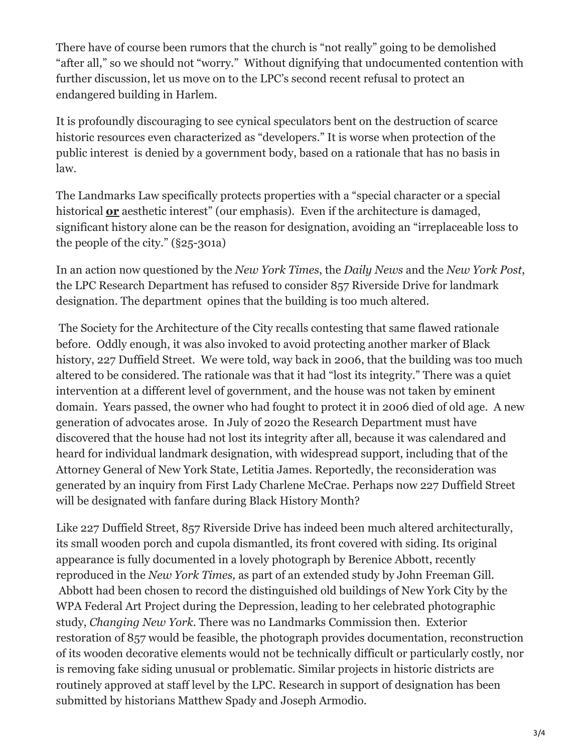There have of course been rumors that the church is "not really" going to be demolished "after all," so we should not "worry." Without dignifying that undocumented contention with further discussion, let us move on to the LPC's second recent refusal to protect an endangered building in Harlem.

It is profoundly discouraging to see cynical speculators bent on the destruction of scarce historic resources even characterized as "developers." It is worse when protection of the public interest is denied by a government body, based on a rationale that has no basis in law.

The Landmarks Law specifically protects properties with a "special character or a special historical **or** aesthetic interest" (our emphasis). Even if the architecture is damaged, significant history alone can be the reason for designation, avoiding an "irreplaceable loss to the people of the city." (§25-301a)

In an action now questioned by the *New York Times*, the *Daily News* and the *New York Post*, the LPC Research Department has refused to consider 857 Riverside Drive for landmark designation. The department opines that the building is too much altered.

The Society for the Architecture of the City recalls contesting that same flawed rationale before. Oddly enough, it was also invoked to avoid protecting another marker of Black history, 227 Duffield Street. We were told, way back in 2006, that the building was too much altered to be considered. The rationale was that it had "lost its integrity." There was a quiet intervention at a different level of government, and the house was not taken by eminent domain. Years passed, the owner who had fought to protect it in 2006 died of old age. A new generation of advocates arose. In July of 2020 the Research Department must have discovered that the house had not lost its integrity after all, because it was calendared and heard for individual landmark designation, with widespread support, including that of the Attorney General of New York State, Letitia James. Reportedly, the reconsideration was generated by an inquiry from First Lady Charlene McCrae. Perhaps now 227 Duffield Street will be designated with fanfare during Black History Month?

Like 227 Duffield Street, 857 Riverside Drive has indeed been much altered architecturally, its small wooden porch and cupola dismantled, its front covered with siding. Its original appearance is fully documented in a lovely photograph by Berenice Abbott, recently reproduced in the *New York Times,* as part of an extended study by John Freeman Gill. Abbott had been chosen to record the distinguished old buildings of New York City by the WPA Federal Art Project during the Depression, leading to her celebrated photographic study, *Changing New York*. There was no Landmarks Commission then. Exterior restoration of 857 would be feasible, the photograph provides documentation, reconstruction of its wooden decorative elements would not be technically difficult or particularly costly, nor is removing fake siding unusual or problematic. Similar projects in historic districts are routinely approved at staff level by the LPC. Research in support of designation has been submitted by historians Matthew Spady and Joseph Armodio.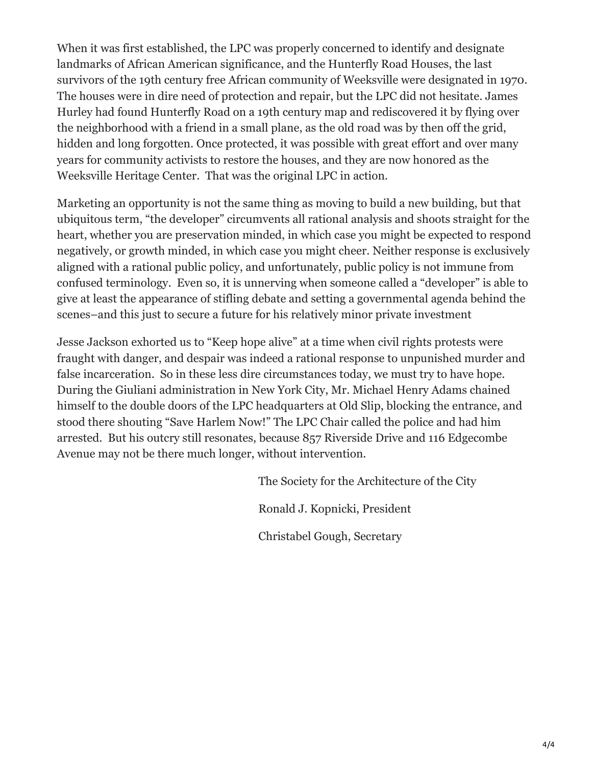When it was first established, the LPC was properly concerned to identify and designate landmarks of African American significance, and the Hunterfly Road Houses, the last survivors of the 19th century free African community of Weeksville were designated in 1970. The houses were in dire need of protection and repair, but the LPC did not hesitate. James Hurley had found Hunterfly Road on a 19th century map and rediscovered it by flying over the neighborhood with a friend in a small plane, as the old road was by then off the grid, hidden and long forgotten. Once protected, it was possible with great effort and over many years for community activists to restore the houses, and they are now honored as the Weeksville Heritage Center. That was the original LPC in action.

Marketing an opportunity is not the same thing as moving to build a new building, but that ubiquitous term, "the developer" circumvents all rational analysis and shoots straight for the heart, whether you are preservation minded, in which case you might be expected to respond negatively, or growth minded, in which case you might cheer. Neither response is exclusively aligned with a rational public policy, and unfortunately, public policy is not immune from confused terminology. Even so, it is unnerving when someone called a "developer" is able to give at least the appearance of stifling debate and setting a governmental agenda behind the scenes–and this just to secure a future for his relatively minor private investment

Jesse Jackson exhorted us to "Keep hope alive" at a time when civil rights protests were fraught with danger, and despair was indeed a rational response to unpunished murder and false incarceration. So in these less dire circumstances today, we must try to have hope. During the Giuliani administration in New York City, Mr. Michael Henry Adams chained himself to the double doors of the LPC headquarters at Old Slip, blocking the entrance, and stood there shouting "Save Harlem Now!" The LPC Chair called the police and had him arrested. But his outcry still resonates, because 857 Riverside Drive and 116 Edgecombe Avenue may not be there much longer, without intervention.

The Society for the Architecture of the City

Ronald J. Kopnicki, President

Christabel Gough, Secretary